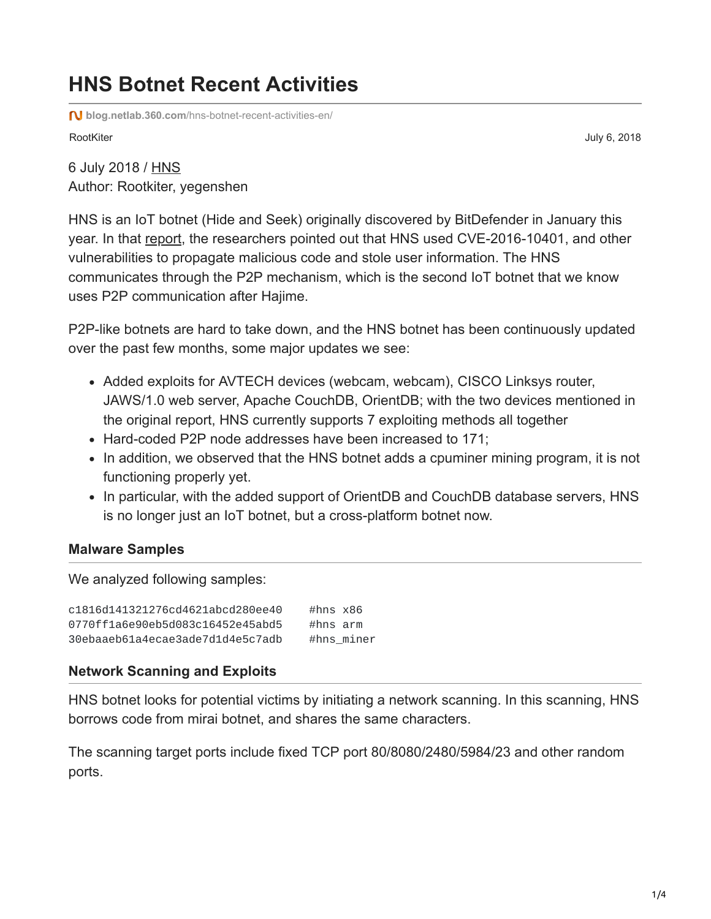# HNS Botnet Recent Activities

blog.netlab.360.com/hns-botnet-recent-activities-en/

RootKiter July 6, 2018

6 July 2018 / HNS
Author: Rootkiter, yegenshen

HNS is an IoT botnet (Hide and Seek) originally discovered by BitDefender in January this year. In that report, the researchers pointed out that HNS used CVE-2016-10401, and other vulnerabilities to propagate malicious code and stole user information. The HNS communicates through the P2P mechanism, which is the second IoT botnet that we know uses P2P communication after Hajime.

P2P-like botnets are hard to take down, and the HNS botnet has been continuously updated over the past few months, some major updates we see:

- Added exploits for AVTECH devices (webcam, webcam), CISCO Linksys router, JAWS/1.0 web server, Apache CouchDB, OrientDB; with the two devices mentioned in the original report, HNS currently supports 7 exploiting methods all together
- Hard-coded P2P node addresses have been increased to 171;
- In addition, we observed that the HNS botnet adds a cpuminer mining program, it is not functioning properly yet.
- In particular, with the added support of OrientDB and CouchDB database servers, HNS is no longer just an IoT botnet, but a cross-platform botnet now.

### Malware Samples

We analyzed following samples:

```
c1816d141321276cd4621abcd280ee40    #hns x86
0770ff1a6e90eb5d083c16452e45abd5    #hns arm
30ebaaeb61a4ecae3ade7d1d4e5c7adb    #hns_miner
```

### Network Scanning and Exploits

HNS botnet looks for potential victims by initiating a network scanning. In this scanning, HNS borrows code from mirai botnet, and shares the same characters.

The scanning target ports include fixed TCP port 80/8080/2480/5984/23 and other random ports.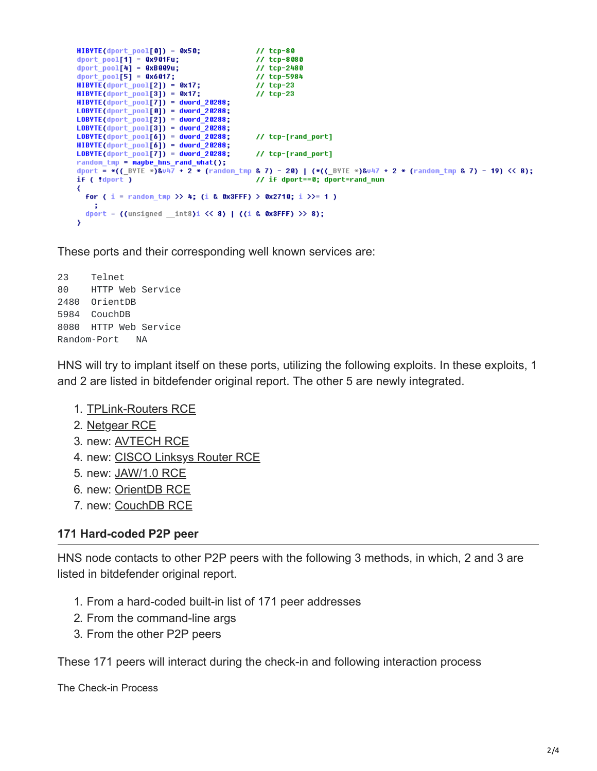```
HIBYTE(dport_pool[0]) = 0x50;            // tcp-80
dport_pool[1] = 0x901Fu;                 // tcp-8080
dport_pool[4] = 0xB009u;                 // tcp-2480
dport_pool[5] = 0x6017;                  // tcp-5984
HIBYTE(dport_pool[2]) = 0x17;            // tcp-23
HIBYTE(dport_pool[3]) = 0x17;            // tcp-23
HIBYTE(dport_pool[7]) = dword_20288;
LOBYTE(dport_pool[0]) = dword_20288;
LOBYTE(dport_pool[2]) = dword_20288;
LOBYTE(dport_pool[3]) = dword_20288;
LOBYTE(dport_pool[6]) = dword_20288;     // tcp-[rand_port]
HIBYTE(dport_pool[6]) = dword_20288;
LOBYTE(dport_pool[7]) = dword_20288;     // tcp-[rand_port]
random_tmp = maybe_hns_rand_what();
dport = *((_BYTE *)&v47 + 2 * (random_tmp & 7) - 20) | (*((_BYTE *)&v47 + 2 * (random_tmp & 7) - 19) << 8);
if ( !dport )                            // if dport==0; dport=rand_num
{
  for ( i = random_tmp >> 4; (i & 0x3FFF) > 0x2710; i >>= 1 )
    ;
  dport = ((unsigned __int8)i << 8) | ((i & 0x3FFF) >> 8);
}
```

These ports and their corresponding well known services are:

```
23    Telnet
80    HTTP Web Service
2480  OrientDB
5984  CouchDB
8080  HTTP Web Service
Random-Port   NA
```

HNS will try to implant itself on these ports, utilizing the following exploits. In these exploits, 1 and 2 are listed in bitdefender original report. The other 5 are newly integrated.

1. TPLink-Routers RCE
2. Netgear RCE
3. new: AVTECH RCE
4. new: CISCO Linksys Router RCE
5. new: JAW/1.0 RCE
6. new: OrientDB RCE
7. new: CouchDB RCE

### 171 Hard-coded P2P peer

HNS node contacts to other P2P peers with the following 3 methods, in which, 2 and 3 are listed in bitdefender original report.

1. From a hard-coded built-in list of 171 peer addresses
2. From the command-line args
3. From the other P2P peers

These 171 peers will interact during the check-in and following interaction process

The Check-in Process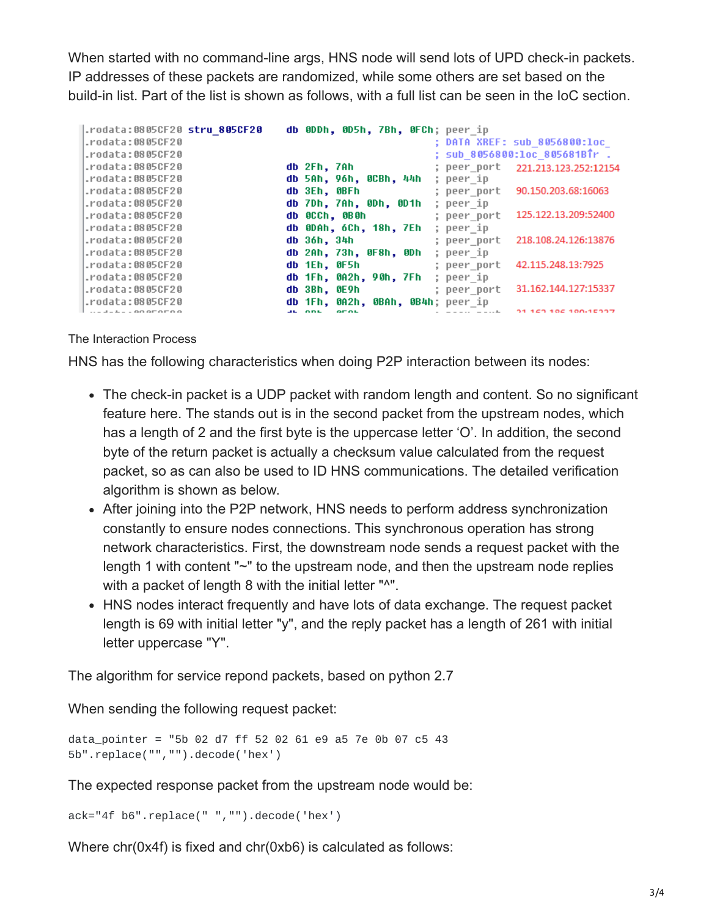When started with no command-line args, HNS node will send lots of UPD check-in packets. IP addresses of these packets are randomized, while some others are set based on the build-in list. Part of the list is shown as follows, with a full list can be seen in the IoC section.

```
.rodata:0805CF20 stru_805CF20    db 0DDh, 0D5h, 7Bh, 0FCh; peer_ip
.rodata:0805CF20                                          ; DATA XREF: sub_8056800:loc_
.rodata:0805CF20                                          ; sub_8056800:loc_805681B↑r .
.rodata:0805CF20                 db 2Fh, 7Ah              ; peer_port   221.213.123.252:12154
.rodata:0805CF20                 db 5Ah, 96h, 0CBh, 44h   ; peer_ip
.rodata:0805CF20                 db 3Eh, 0BFh             ; peer_port   90.150.203.68:16063
.rodata:0805CF20                 db 7Dh, 7Ah, 0Dh, 0D1h   ; peer_ip
.rodata:0805CF20                 db 0CCh, 0B0h            ; peer_port   125.122.13.209:52400
.rodata:0805CF20                 db 0DAh, 6Ch, 18h, 7Eh   ; peer_ip
.rodata:0805CF20                 db 36h, 34h              ; peer_port   218.108.24.126:13876
.rodata:0805CF20                 db 2Ah, 73h, 0F8h, 0Dh   ; peer_ip
.rodata:0805CF20                 db 1Eh, 0F5h             ; peer_port   42.115.248.13:7925
.rodata:0805CF20                 db 1Fh, 0A2h, 90h, 7Fh   ; peer_ip
.rodata:0805CF20                 db 3Bh, 0E9h             ; peer_port   31.162.144.127:15337
.rodata:0805CF20                 db 1Fh, 0A2h, 0BAh, 0B4h; peer_ip
```

The Interaction Process

HNS has the following characteristics when doing P2P interaction between its nodes:

- The check-in packet is a UDP packet with random length and content. So no significant feature here. The stands out is in the second packet from the upstream nodes, which has a length of 2 and the first byte is the uppercase letter 'O'. In addition, the second byte of the return packet is actually a checksum value calculated from the request packet, so as can also be used to ID HNS communications. The detailed verification algorithm is shown as below.
- After joining into the P2P network, HNS needs to perform address synchronization constantly to ensure nodes connections. This synchronous operation has strong network characteristics. First, the downstream node sends a request packet with the length 1 with content "~" to the upstream node, and then the upstream node replies with a packet of length 8 with the initial letter "^".
- HNS nodes interact frequently and have lots of data exchange. The request packet length is 69 with initial letter "y", and the reply packet has a length of 261 with initial letter uppercase "Y".

The algorithm for service repond packets, based on python 2.7

When sending the following request packet:

```
data_pointer = "5b 02 d7 ff 52 02 61 e9 a5 7e 0b 07 c5 43
5b".replace("","").decode('hex')
```

The expected response packet from the upstream node would be:

```
ack="4f b6".replace(" ","").decode('hex')
```

Where chr(0x4f) is fixed and chr(0xb6) is calculated as follows: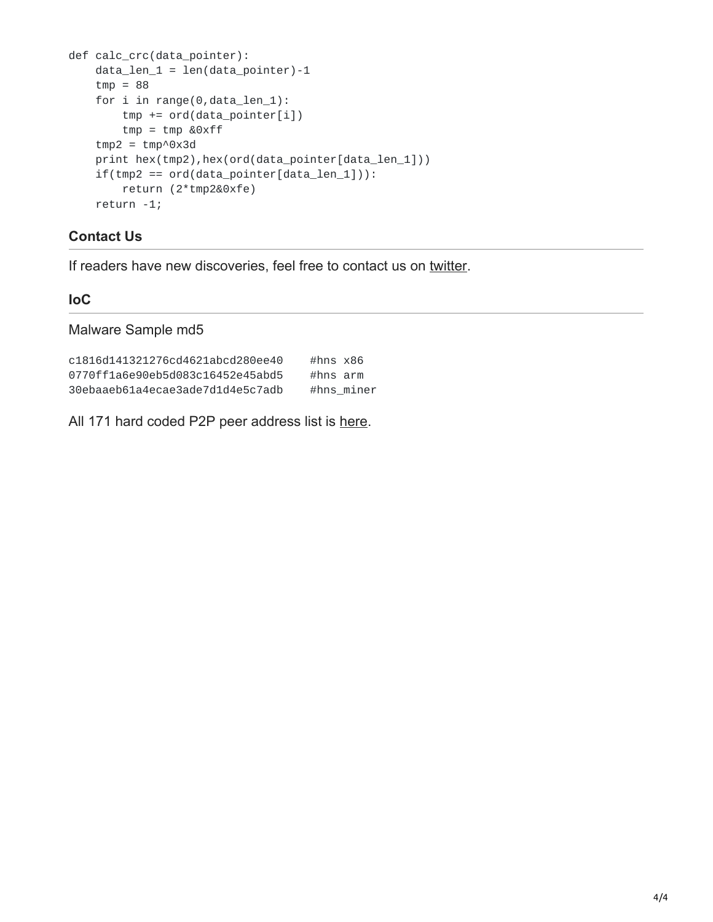```
def calc_crc(data_pointer):
    data_len_1 = len(data_pointer)-1
    tmp = 88
    for i in range(0,data_len_1):
        tmp += ord(data_pointer[i])
        tmp = tmp &0xff
    tmp2 = tmp^0x3d
    print hex(tmp2),hex(ord(data_pointer[data_len_1]))
    if(tmp2 == ord(data_pointer[data_len_1])):
        return (2*tmp2&0xfe)
    return -1;
```

## Contact Us

If readers have new discoveries, feel free to contact us on twitter.

## IoC

Malware Sample md5

```
c1816d141321276cd4621abcd280ee40    #hns x86
0770ff1a6e90eb5d083c16452e45abd5    #hns arm
30ebaaeb61a4ecae3ade7d1d4e5c7adb    #hns_miner
```

All 171 hard coded P2P peer address list is here.